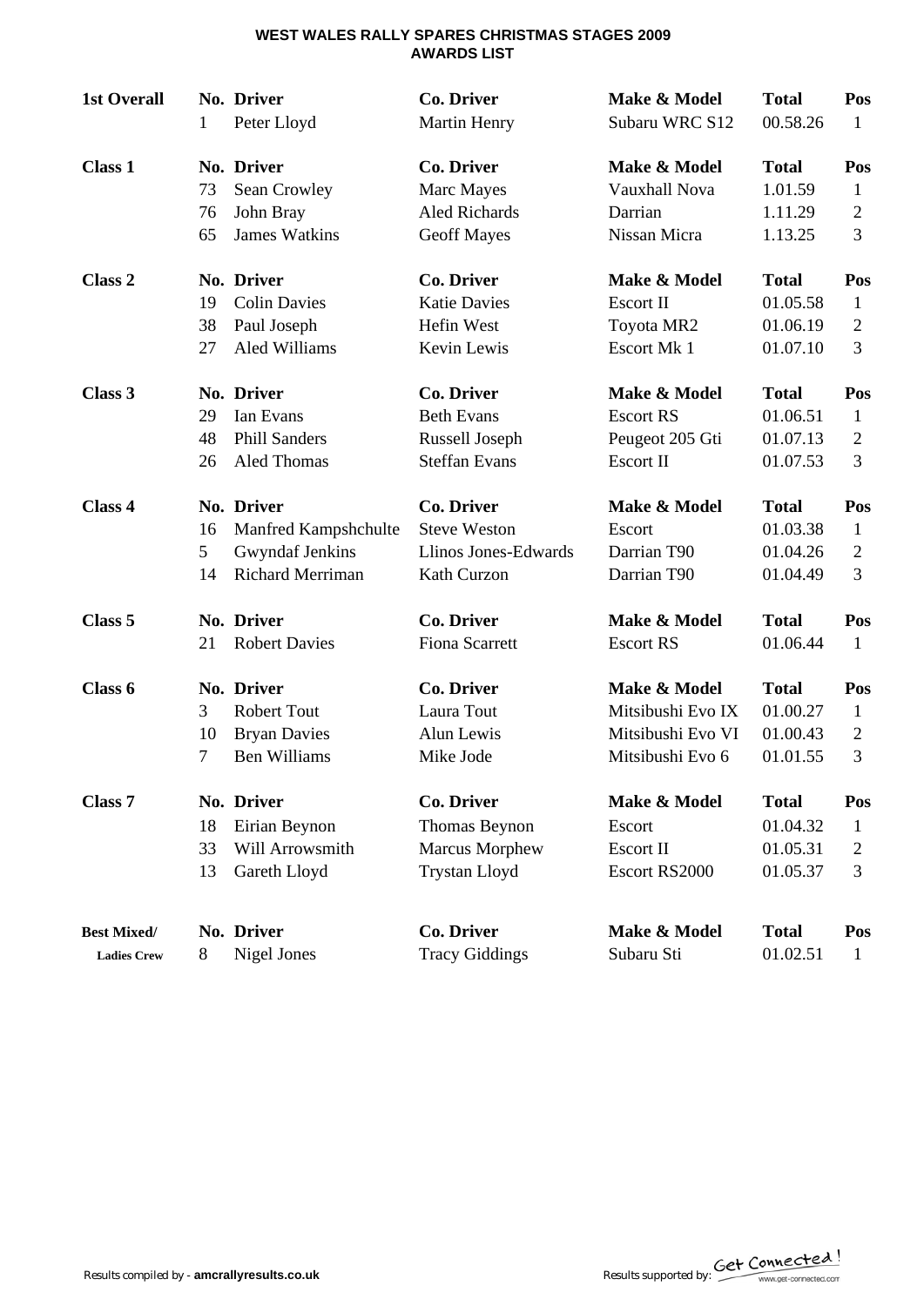# WEST WALES RALLY SPARES CHRISTMAS STAGES 2009
## AWARDS LIST

| **1st Overall** | **No.** | **Driver** | **Co. Driver** | **Make & Model** | **Total** | **Pos** |
|---|---|---|---|---|---|---|
| | 1 | Peter Lloyd | Martin Henry | Subaru WRC S12 | 00.58.26 | 1 |

| **Class 1** | **No.** | **Driver** | **Co. Driver** | **Make & Model** | **Total** | **Pos** |
|---|---|---|---|---|---|---|
| | 73 | Sean Crowley | Marc Mayes | Vauxhall Nova | 1.01.59 | 1 |
| | 76 | John Bray | Aled Richards | Darrian | 1.11.29 | 2 |
| | 65 | James Watkins | Geoff Mayes | Nissan Micra | 1.13.25 | 3 |

| **Class 2** | **No.** | **Driver** | **Co. Driver** | **Make & Model** | **Total** | **Pos** |
|---|---|---|---|---|---|---|
| | 19 | Colin Davies | Katie Davies | Escort II | 01.05.58 | 1 |
| | 38 | Paul Joseph | Hefin West | Toyota MR2 | 01.06.19 | 2 |
| | 27 | Aled Williams | Kevin Lewis | Escort Mk 1 | 01.07.10 | 3 |

| **Class 3** | **No.** | **Driver** | **Co. Driver** | **Make & Model** | **Total** | **Pos** |
|---|---|---|---|---|---|---|
| | 29 | Ian Evans | Beth Evans | Escort RS | 01.06.51 | 1 |
| | 48 | Phill Sanders | Russell Joseph | Peugeot 205 Gti | 01.07.13 | 2 |
| | 26 | Aled Thomas | Steffan Evans | Escort II | 01.07.53 | 3 |

| **Class 4** | **No.** | **Driver** | **Co. Driver** | **Make & Model** | **Total** | **Pos** |
|---|---|---|---|---|---|---|
| | 16 | Manfred Kampshchulte | Steve Weston | Escort | 01.03.38 | 1 |
| | 5 | Gwyndaf Jenkins | Llinos Jones-Edwards | Darrian T90 | 01.04.26 | 2 |
| | 14 | Richard Merriman | Kath Curzon | Darrian T90 | 01.04.49 | 3 |

| **Class 5** | **No.** | **Driver** | **Co. Driver** | **Make & Model** | **Total** | **Pos** |
|---|---|---|---|---|---|---|
| | 21 | Robert Davies | Fiona Scarrett | Escort RS | 01.06.44 | 1 |

| **Class 6** | **No.** | **Driver** | **Co. Driver** | **Make & Model** | **Total** | **Pos** |
|---|---|---|---|---|---|---|
| | 3 | Robert Tout | Laura Tout | Mitsibushi Evo IX | 01.00.27 | 1 |
| | 10 | Bryan Davies | Alun Lewis | Mitsibushi Evo VI | 01.00.43 | 2 |
| | 7 | Ben Williams | Mike Jode | Mitsibushi Evo 6 | 01.01.55 | 3 |

| **Class 7** | **No.** | **Driver** | **Co. Driver** | **Make & Model** | **Total** | **Pos** |
|---|---|---|---|---|---|---|
| | 18 | Eirian Beynon | Thomas Beynon | Escort | 01.04.32 | 1 |
| | 33 | Will Arrowsmith | Marcus Morphew | Escort II | 01.05.31 | 2 |
| | 13 | Gareth Lloyd | Trystan Lloyd | Escort RS2000 | 01.05.37 | 3 |

| **Best Mixed/ Ladies Crew** | **No.** | **Driver** | **Co. Driver** | **Make & Model** | **Total** | **Pos** |
|---|---|---|---|---|---|---|
| | 8 | Nigel Jones | Tracy Giddings | Subaru Sti | 01.02.51 | 1 |

Results compiled by - **amcrallyresults.co.uk**

Results supported by: Get Connected! www.get-connected.com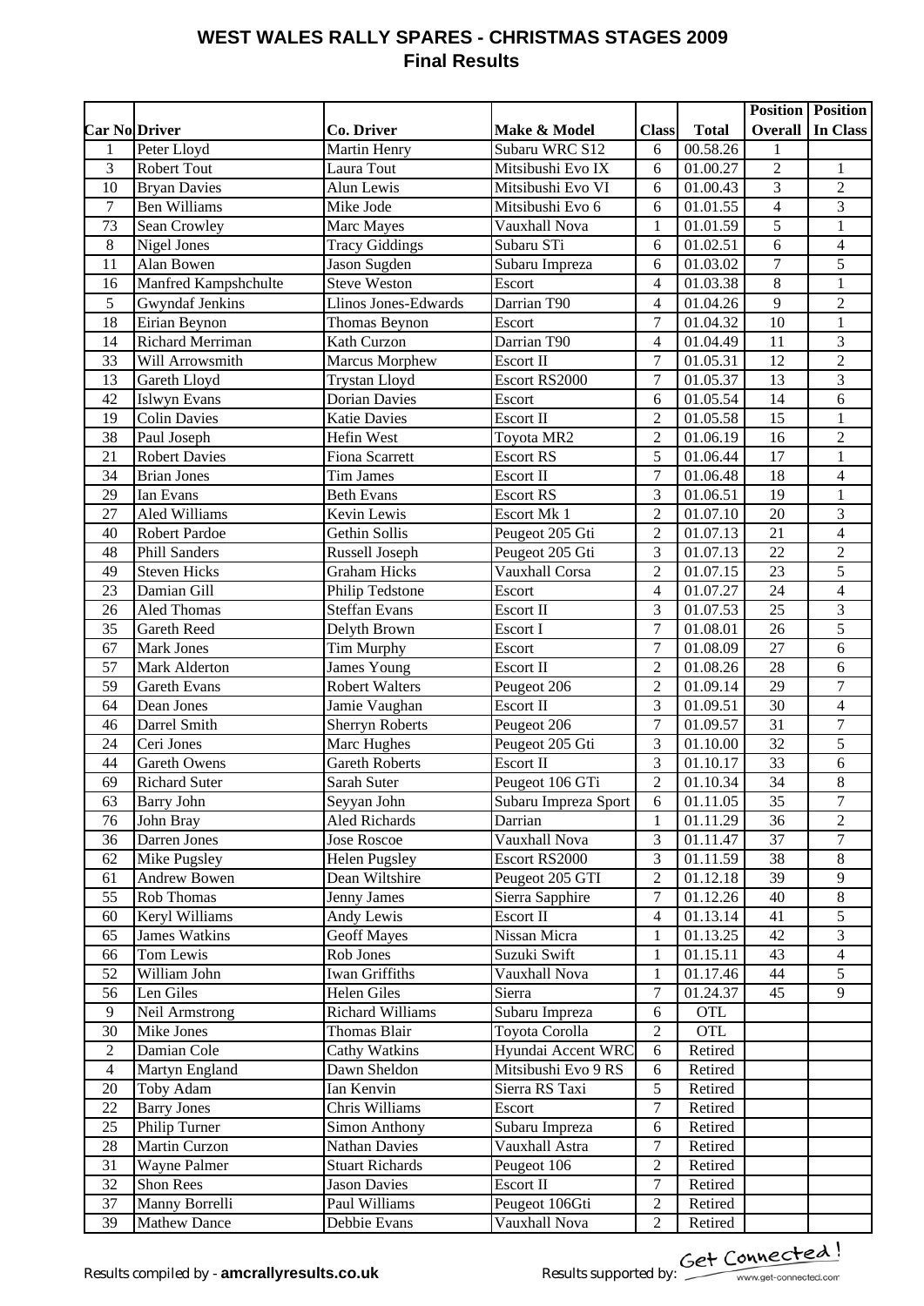# WEST WALES RALLY SPARES - CHRISTMAS STAGES 2009
## Final Results

| Car No | Driver | Co. Driver | Make & Model | Class | Total | Position Overall | Position In Class |
|---|---|---|---|---|---|---|---|
| 1 | Peter Lloyd | Martin Henry | Subaru WRC S12 | 6 | 00.58.26 | 1 | |
| 3 | Robert Tout | Laura Tout | Mitsibushi Evo IX | 6 | 01.00.27 | 2 | 1 |
| 10 | Bryan Davies | Alun Lewis | Mitsibushi Evo VI | 6 | 01.00.43 | 3 | 2 |
| 7 | Ben Williams | Mike Jode | Mitsibushi Evo 6 | 6 | 01.01.55 | 4 | 3 |
| 73 | Sean Crowley | Marc Mayes | Vauxhall Nova | 1 | 01.01.59 | 5 | 1 |
| 8 | Nigel Jones | Tracy Giddings | Subaru STi | 6 | 01.02.51 | 6 | 4 |
| 11 | Alan Bowen | Jason Sugden | Subaru Impreza | 6 | 01.03.02 | 7 | 5 |
| 16 | Manfred Kampshchulte | Steve Weston | Escort | 4 | 01.03.38 | 8 | 1 |
| 5 | Gwyndaf Jenkins | Llinos Jones-Edwards | Darrian T90 | 4 | 01.04.26 | 9 | 2 |
| 18 | Eirian Beynon | Thomas Beynon | Escort | 7 | 01.04.32 | 10 | 1 |
| 14 | Richard Merriman | Kath Curzon | Darrian T90 | 4 | 01.04.49 | 11 | 3 |
| 33 | Will Arrowsmith | Marcus Morphew | Escort II | 7 | 01.05.31 | 12 | 2 |
| 13 | Gareth Lloyd | Trystan Lloyd | Escort RS2000 | 7 | 01.05.37 | 13 | 3 |
| 42 | Islwyn Evans | Dorian Davies | Escort | 6 | 01.05.54 | 14 | 6 |
| 19 | Colin Davies | Katie Davies | Escort II | 2 | 01.05.58 | 15 | 1 |
| 38 | Paul Joseph | Hefin West | Toyota MR2 | 2 | 01.06.19 | 16 | 2 |
| 21 | Robert Davies | Fiona Scarrett | Escort RS | 5 | 01.06.44 | 17 | 1 |
| 34 | Brian Jones | Tim James | Escort II | 7 | 01.06.48 | 18 | 4 |
| 29 | Ian Evans | Beth Evans | Escort RS | 3 | 01.06.51 | 19 | 1 |
| 27 | Aled Williams | Kevin Lewis | Escort Mk 1 | 2 | 01.07.10 | 20 | 3 |
| 40 | Robert Pardoe | Gethin Sollis | Peugeot 205 Gti | 2 | 01.07.13 | 21 | 4 |
| 48 | Phill Sanders | Russell Joseph | Peugeot 205 Gti | 3 | 01.07.13 | 22 | 2 |
| 49 | Steven Hicks | Graham Hicks | Vauxhall Corsa | 2 | 01.07.15 | 23 | 5 |
| 23 | Damian Gill | Philip Tedstone | Escort | 4 | 01.07.27 | 24 | 4 |
| 26 | Aled Thomas | Steffan Evans | Escort II | 3 | 01.07.53 | 25 | 3 |
| 35 | Gareth Reed | Delyth Brown | Escort I | 7 | 01.08.01 | 26 | 5 |
| 67 | Mark Jones | Tim Murphy | Escort | 7 | 01.08.09 | 27 | 6 |
| 57 | Mark Alderton | James Young | Escort II | 2 | 01.08.26 | 28 | 6 |
| 59 | Gareth Evans | Robert Walters | Peugeot 206 | 2 | 01.09.14 | 29 | 7 |
| 64 | Dean Jones | Jamie Vaughan | Escort II | 3 | 01.09.51 | 30 | 4 |
| 46 | Darrel Smith | Sherryn Roberts | Peugeot 206 | 7 | 01.09.57 | 31 | 7 |
| 24 | Ceri Jones | Marc Hughes | Peugeot 205 Gti | 3 | 01.10.00 | 32 | 5 |
| 44 | Gareth Owens | Gareth Roberts | Escort II | 3 | 01.10.17 | 33 | 6 |
| 69 | Richard Suter | Sarah Suter | Peugeot 106 GTi | 2 | 01.10.34 | 34 | 8 |
| 63 | Barry John | Seyyan John | Subaru Impreza Sport | 6 | 01.11.05 | 35 | 7 |
| 76 | John Bray | Aled Richards | Darrian | 1 | 01.11.29 | 36 | 2 |
| 36 | Darren Jones | Jose Roscoe | Vauxhall Nova | 3 | 01.11.47 | 37 | 7 |
| 62 | Mike Pugsley | Helen Pugsley | Escort RS2000 | 3 | 01.11.59 | 38 | 8 |
| 61 | Andrew Bowen | Dean Wiltshire | Peugeot 205 GTI | 2 | 01.12.18 | 39 | 9 |
| 55 | Rob Thomas | Jenny James | Sierra Sapphire | 7 | 01.12.26 | 40 | 8 |
| 60 | Keryl Williams | Andy Lewis | Escort II | 4 | 01.13.14 | 41 | 5 |
| 65 | James Watkins | Geoff Mayes | Nissan Micra | 1 | 01.13.25 | 42 | 3 |
| 66 | Tom Lewis | Rob Jones | Suzuki Swift | 1 | 01.15.11 | 43 | 4 |
| 52 | William John | Iwan Griffiths | Vauxhall Nova | 1 | 01.17.46 | 44 | 5 |
| 56 | Len Giles | Helen Giles | Sierra | 7 | 01.24.37 | 45 | 9 |
| 9 | Neil Armstrong | Richard Williams | Subaru Impreza | 6 | OTL | | |
| 30 | Mike Jones | Thomas Blair | Toyota Corolla | 2 | OTL | | |
| 2 | Damian Cole | Cathy Watkins | Hyundai Accent WRC | 6 | Retired | | |
| 4 | Martyn England | Dawn Sheldon | Mitsibushi Evo 9 RS | 6 | Retired | | |
| 20 | Toby Adam | Ian Kenvin | Sierra RS Taxi | 5 | Retired | | |
| 22 | Barry Jones | Chris Williams | Escort | 7 | Retired | | |
| 25 | Philip Turner | Simon Anthony | Subaru Impreza | 6 | Retired | | |
| 28 | Martin Curzon | Nathan Davies | Vauxhall Astra | 7 | Retired | | |
| 31 | Wayne Palmer | Stuart Richards | Peugeot 106 | 2 | Retired | | |
| 32 | Shon Rees | Jason Davies | Escort II | 7 | Retired | | |
| 37 | Manny Borrelli | Paul Williams | Peugeot 106Gti | 2 | Retired | | |
| 39 | Mathew Dance | Debbie Evans | Vauxhall Nova | 2 | Retired | | |

Results compiled by - **amcrallyresults.co.uk**

Results supported by: Get Connected! www.get-connected.com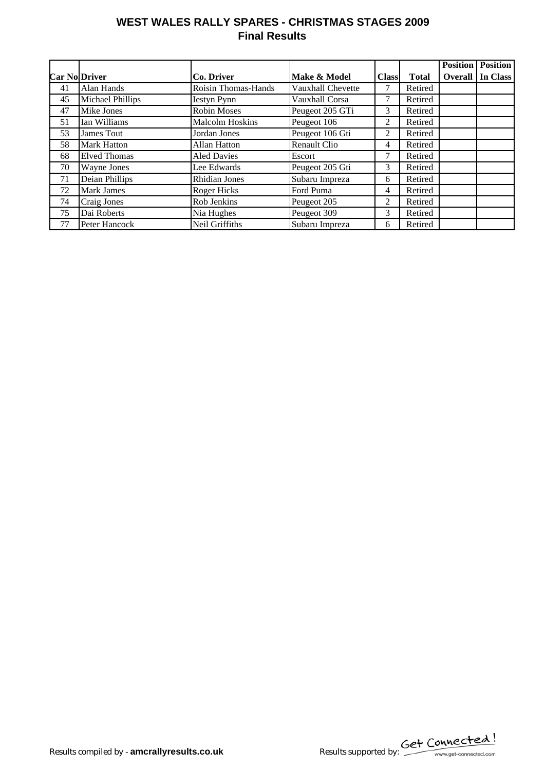## WEST WALES RALLY SPARES - CHRISTMAS STAGES 2009
### Final Results

| Car No | Driver | Co. Driver | Make & Model | Class | Total | Position Overall | Position In Class |
|---|---|---|---|---|---|---|---|
| 41 | Alan Hands | Roisin Thomas-Hands | Vauxhall Chevette | 7 | Retired | | |
| 45 | Michael Phillips | Iestyn Pynn | Vauxhall Corsa | 7 | Retired | | |
| 47 | Mike Jones | Robin Moses | Peugeot 205 GTi | 3 | Retired | | |
| 51 | Ian Williams | Malcolm Hoskins | Peugeot 106 | 2 | Retired | | |
| 53 | James Tout | Jordan Jones | Peugeot 106 Gti | 2 | Retired | | |
| 58 | Mark Hatton | Allan Hatton | Renault Clio | 4 | Retired | | |
| 68 | Elved Thomas | Aled Davies | Escort | 7 | Retired | | |
| 70 | Wayne Jones | Lee Edwards | Peugeot 205 Gti | 3 | Retired | | |
| 71 | Deian Phillips | Rhidian Jones | Subaru Impreza | 6 | Retired | | |
| 72 | Mark James | Roger Hicks | Ford Puma | 4 | Retired | | |
| 74 | Craig Jones | Rob Jenkins | Peugeot 205 | 2 | Retired | | |
| 75 | Dai Roberts | Nia Hughes | Peugeot 309 | 3 | Retired | | |
| 77 | Peter Hancock | Neil Griffiths | Subaru Impreza | 6 | Retired | | |

Results compiled by - **amcrallyresults.co.uk**

Results supported by: Get Connected! www.get-connected.com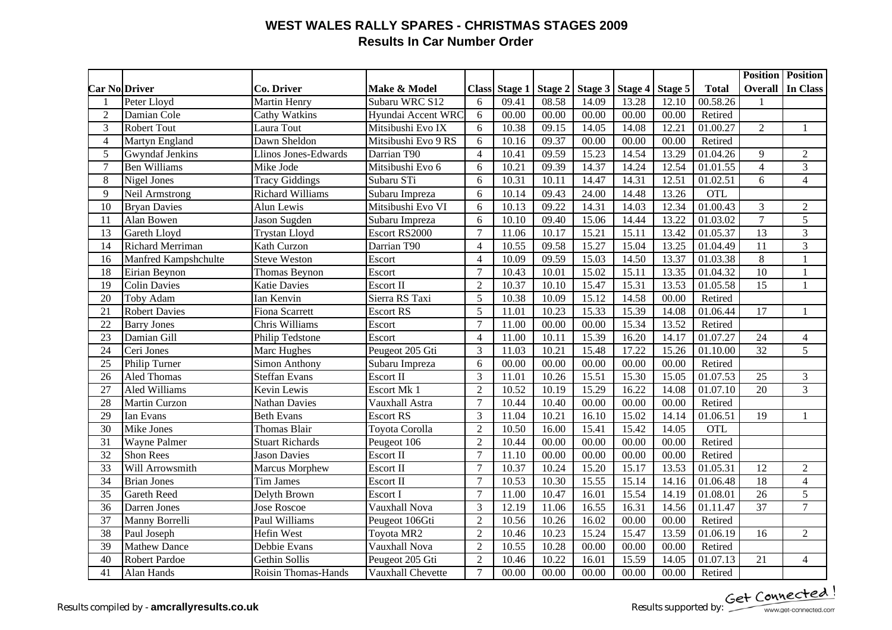# WEST WALES RALLY SPARES - CHRISTMAS STAGES 2009

## Results In Car Number Order

| Car No | Driver | Co. Driver | Make & Model | Class | Stage 1 | Stage 2 | Stage 3 | Stage 4 | Stage 5 | Total | Position Overall | Position In Class |
|---|---|---|---|---|---|---|---|---|---|---|---|---|
| 1 | Peter Lloyd | Martin Henry | Subaru WRC S12 | 6 | 09.41 | 08.58 | 14.09 | 13.28 | 12.10 | 00.58.26 | 1 | |
| 2 | Damian Cole | Cathy Watkins | Hyundai Accent WRC | 6 | 00.00 | 00.00 | 00.00 | 00.00 | 00.00 | Retired | | |
| 3 | Robert Tout | Laura Tout | Mitsibushi Evo IX | 6 | 10.38 | 09.15 | 14.05 | 14.08 | 12.21 | 01.00.27 | 2 | 1 |
| 4 | Martyn England | Dawn Sheldon | Mitsibushi Evo 9 RS | 6 | 10.16 | 09.37 | 00.00 | 00.00 | 00.00 | Retired | | |
| 5 | Gwyndaf Jenkins | Llinos Jones-Edwards | Darrian T90 | 4 | 10.41 | 09.59 | 15.23 | 14.54 | 13.29 | 01.04.26 | 9 | 2 |
| 7 | Ben Williams | Mike Jode | Mitsibushi Evo 6 | 6 | 10.21 | 09.39 | 14.37 | 14.24 | 12.54 | 01.01.55 | 4 | 3 |
| 8 | Nigel Jones | Tracy Giddings | Subaru STi | 6 | 10.31 | 10.11 | 14.47 | 14.31 | 12.51 | 01.02.51 | 6 | 4 |
| 9 | Neil Armstrong | Richard Williams | Subaru Impreza | 6 | 10.14 | 09.43 | 24.00 | 14.48 | 13.26 | OTL | | |
| 10 | Bryan Davies | Alun Lewis | Mitsibushi Evo VI | 6 | 10.13 | 09.22 | 14.31 | 14.03 | 12.34 | 01.00.43 | 3 | 2 |
| 11 | Alan Bowen | Jason Sugden | Subaru Impreza | 6 | 10.10 | 09.40 | 15.06 | 14.44 | 13.22 | 01.03.02 | 7 | 5 |
| 13 | Gareth Lloyd | Trystan Lloyd | Escort RS2000 | 7 | 11.06 | 10.17 | 15.21 | 15.11 | 13.42 | 01.05.37 | 13 | 3 |
| 14 | Richard Merriman | Kath Curzon | Darrian T90 | 4 | 10.55 | 09.58 | 15.27 | 15.04 | 13.25 | 01.04.49 | 11 | 3 |
| 16 | Manfred Kampshchulte | Steve Weston | Escort | 4 | 10.09 | 09.59 | 15.03 | 14.50 | 13.37 | 01.03.38 | 8 | 1 |
| 18 | Eirian Beynon | Thomas Beynon | Escort | 7 | 10.43 | 10.01 | 15.02 | 15.11 | 13.35 | 01.04.32 | 10 | 1 |
| 19 | Colin Davies | Katie Davies | Escort II | 2 | 10.37 | 10.10 | 15.47 | 15.31 | 13.53 | 01.05.58 | 15 | 1 |
| 20 | Toby Adam | Ian Kenvin | Sierra RS Taxi | 5 | 10.38 | 10.09 | 15.12 | 14.58 | 00.00 | Retired | | |
| 21 | Robert Davies | Fiona Scarrett | Escort RS | 5 | 11.01 | 10.23 | 15.33 | 15.39 | 14.08 | 01.06.44 | 17 | 1 |
| 22 | Barry Jones | Chris Williams | Escort | 7 | 11.00 | 00.00 | 00.00 | 15.34 | 13.52 | Retired | | |
| 23 | Damian Gill | Philip Tedstone | Escort | 4 | 11.00 | 10.11 | 15.39 | 16.20 | 14.17 | 01.07.27 | 24 | 4 |
| 24 | Ceri Jones | Marc Hughes | Peugeot 205 Gti | 3 | 11.03 | 10.21 | 15.48 | 17.22 | 15.26 | 01.10.00 | 32 | 5 |
| 25 | Philip Turner | Simon Anthony | Subaru Impreza | 6 | 00.00 | 00.00 | 00.00 | 00.00 | 00.00 | Retired | | |
| 26 | Aled Thomas | Steffan Evans | Escort II | 3 | 11.01 | 10.26 | 15.51 | 15.30 | 15.05 | 01.07.53 | 25 | 3 |
| 27 | Aled Williams | Kevin Lewis | Escort Mk 1 | 2 | 10.52 | 10.19 | 15.29 | 16.22 | 14.08 | 01.07.10 | 20 | 3 |
| 28 | Martin Curzon | Nathan Davies | Vauxhall Astra | 7 | 10.44 | 10.40 | 00.00 | 00.00 | 00.00 | Retired | | |
| 29 | Ian Evans | Beth Evans | Escort RS | 3 | 11.04 | 10.21 | 16.10 | 15.02 | 14.14 | 01.06.51 | 19 | 1 |
| 30 | Mike Jones | Thomas Blair | Toyota Corolla | 2 | 10.50 | 16.00 | 15.41 | 15.42 | 14.05 | OTL | | |
| 31 | Wayne Palmer | Stuart Richards | Peugeot 106 | 2 | 10.44 | 00.00 | 00.00 | 00.00 | 00.00 | Retired | | |
| 32 | Shon Rees | Jason Davies | Escort II | 7 | 11.10 | 00.00 | 00.00 | 00.00 | 00.00 | Retired | | |
| 33 | Will Arrowsmith | Marcus Morphew | Escort II | 7 | 10.37 | 10.24 | 15.20 | 15.17 | 13.53 | 01.05.31 | 12 | 2 |
| 34 | Brian Jones | Tim James | Escort II | 7 | 10.53 | 10.30 | 15.55 | 15.14 | 14.16 | 01.06.48 | 18 | 4 |
| 35 | Gareth Reed | Delyth Brown | Escort I | 7 | 11.00 | 10.47 | 16.01 | 15.54 | 14.19 | 01.08.01 | 26 | 5 |
| 36 | Darren Jones | Jose Roscoe | Vauxhall Nova | 3 | 12.19 | 11.06 | 16.55 | 16.31 | 14.56 | 01.11.47 | 37 | 7 |
| 37 | Manny Borrelli | Paul Williams | Peugeot 106Gti | 2 | 10.56 | 10.26 | 16.02 | 00.00 | 00.00 | Retired | | |
| 38 | Paul Joseph | Hefin West | Toyota MR2 | 2 | 10.46 | 10.23 | 15.24 | 15.47 | 13.59 | 01.06.19 | 16 | 2 |
| 39 | Mathew Dance | Debbie Evans | Vauxhall Nova | 2 | 10.55 | 10.28 | 00.00 | 00.00 | 00.00 | Retired | | |
| 40 | Robert Pardoe | Gethin Sollis | Peugeot 205 Gti | 2 | 10.46 | 10.22 | 16.01 | 15.59 | 14.05 | 01.07.13 | 21 | 4 |
| 41 | Alan Hands | Roisin Thomas-Hands | Vauxhall Chevette | 7 | 00.00 | 00.00 | 00.00 | 00.00 | 00.00 | Retired | | |

Results compiled by - **amcrallyresults.co.uk**

Results supported by: Get Connected! www.get-connected.com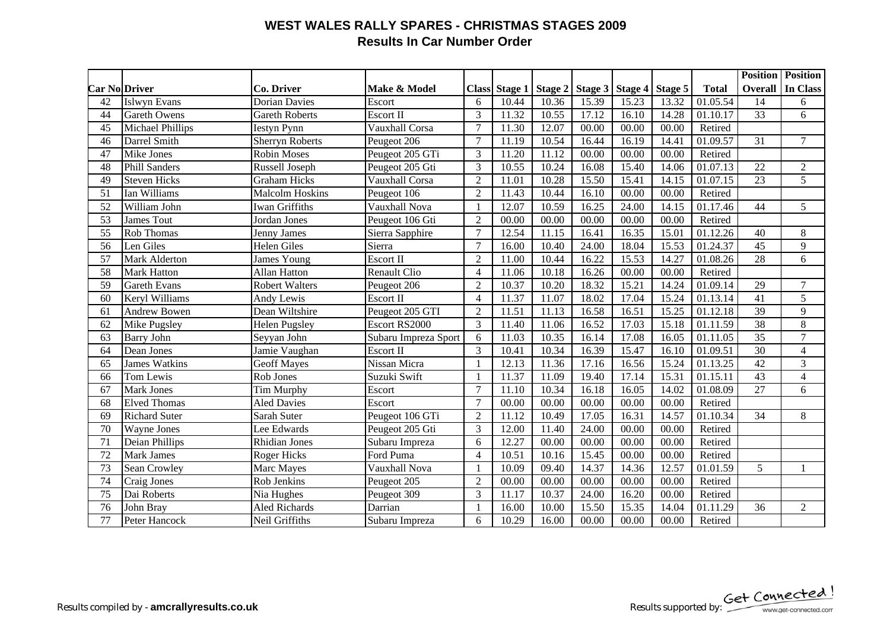# WEST WALES RALLY SPARES - CHRISTMAS STAGES 2009

## Results In Car Number Order

| Car No | Driver | Co. Driver | Make & Model | Class | Stage 1 | Stage 2 | Stage 3 | Stage 4 | Stage 5 | Total | Position Overall | Position In Class |
|---|---|---|---|---|---|---|---|---|---|---|---|---|
| 42 | Islwyn Evans | Dorian Davies | Escort | 6 | 10.44 | 10.36 | 15.39 | 15.23 | 13.32 | 01.05.54 | 14 | 6 |
| 44 | Gareth Owens | Gareth Roberts | Escort II | 3 | 11.32 | 10.55 | 17.12 | 16.10 | 14.28 | 01.10.17 | 33 | 6 |
| 45 | Michael Phillips | Iestyn Pynn | Vauxhall Corsa | 7 | 11.30 | 12.07 | 00.00 | 00.00 | 00.00 | Retired | | |
| 46 | Darrel Smith | Sherryn Roberts | Peugeot 206 | 7 | 11.19 | 10.54 | 16.44 | 16.19 | 14.41 | 01.09.57 | 31 | 7 |
| 47 | Mike Jones | Robin Moses | Peugeot 205 GTi | 3 | 11.20 | 11.12 | 00.00 | 00.00 | 00.00 | Retired | | |
| 48 | Phill Sanders | Russell Joseph | Peugeot 205 Gti | 3 | 10.55 | 10.24 | 16.08 | 15.40 | 14.06 | 01.07.13 | 22 | 2 |
| 49 | Steven Hicks | Graham Hicks | Vauxhall Corsa | 2 | 11.01 | 10.28 | 15.50 | 15.41 | 14.15 | 01.07.15 | 23 | 5 |
| 51 | Ian Williams | Malcolm Hoskins | Peugeot 106 | 2 | 11.43 | 10.44 | 16.10 | 00.00 | 00.00 | Retired | | |
| 52 | William John | Iwan Griffiths | Vauxhall Nova | 1 | 12.07 | 10.59 | 16.25 | 24.00 | 14.15 | 01.17.46 | 44 | 5 |
| 53 | James Tout | Jordan Jones | Peugeot 106 Gti | 2 | 00.00 | 00.00 | 00.00 | 00.00 | 00.00 | Retired | | |
| 55 | Rob Thomas | Jenny James | Sierra Sapphire | 7 | 12.54 | 11.15 | 16.41 | 16.35 | 15.01 | 01.12.26 | 40 | 8 |
| 56 | Len Giles | Helen Giles | Sierra | 7 | 16.00 | 10.40 | 24.00 | 18.04 | 15.53 | 01.24.37 | 45 | 9 |
| 57 | Mark Alderton | James Young | Escort II | 2 | 11.00 | 10.44 | 16.22 | 15.53 | 14.27 | 01.08.26 | 28 | 6 |
| 58 | Mark Hatton | Allan Hatton | Renault Clio | 4 | 11.06 | 10.18 | 16.26 | 00.00 | 00.00 | Retired | | |
| 59 | Gareth Evans | Robert Walters | Peugeot 206 | 2 | 10.37 | 10.20 | 18.32 | 15.21 | 14.24 | 01.09.14 | 29 | 7 |
| 60 | Keryl Williams | Andy Lewis | Escort II | 4 | 11.37 | 11.07 | 18.02 | 17.04 | 15.24 | 01.13.14 | 41 | 5 |
| 61 | Andrew Bowen | Dean Wiltshire | Peugeot 205 GTI | 2 | 11.51 | 11.13 | 16.58 | 16.51 | 15.25 | 01.12.18 | 39 | 9 |
| 62 | Mike Pugsley | Helen Pugsley | Escort RS2000 | 3 | 11.40 | 11.06 | 16.52 | 17.03 | 15.18 | 01.11.59 | 38 | 8 |
| 63 | Barry John | Seyyan John | Subaru Impreza Sport | 6 | 11.03 | 10.35 | 16.14 | 17.08 | 16.05 | 01.11.05 | 35 | 7 |
| 64 | Dean Jones | Jamie Vaughan | Escort II | 3 | 10.41 | 10.34 | 16.39 | 15.47 | 16.10 | 01.09.51 | 30 | 4 |
| 65 | James Watkins | Geoff Mayes | Nissan Micra | 1 | 12.13 | 11.36 | 17.16 | 16.56 | 15.24 | 01.13.25 | 42 | 3 |
| 66 | Tom Lewis | Rob Jones | Suzuki Swift | 1 | 11.37 | 11.09 | 19.40 | 17.14 | 15.31 | 01.15.11 | 43 | 4 |
| 67 | Mark Jones | Tim Murphy | Escort | 7 | 11.10 | 10.34 | 16.18 | 16.05 | 14.02 | 01.08.09 | 27 | 6 |
| 68 | Elved Thomas | Aled Davies | Escort | 7 | 00.00 | 00.00 | 00.00 | 00.00 | 00.00 | Retired | | |
| 69 | Richard Suter | Sarah Suter | Peugeot 106 GTi | 2 | 11.12 | 10.49 | 17.05 | 16.31 | 14.57 | 01.10.34 | 34 | 8 |
| 70 | Wayne Jones | Lee Edwards | Peugeot 205 Gti | 3 | 12.00 | 11.40 | 24.00 | 00.00 | 00.00 | Retired | | |
| 71 | Deian Phillips | Rhidian Jones | Subaru Impreza | 6 | 12.27 | 00.00 | 00.00 | 00.00 | 00.00 | Retired | | |
| 72 | Mark James | Roger Hicks | Ford Puma | 4 | 10.51 | 10.16 | 15.45 | 00.00 | 00.00 | Retired | | |
| 73 | Sean Crowley | Marc Mayes | Vauxhall Nova | 1 | 10.09 | 09.40 | 14.37 | 14.36 | 12.57 | 01.01.59 | 5 | 1 |
| 74 | Craig Jones | Rob Jenkins | Peugeot 205 | 2 | 00.00 | 00.00 | 00.00 | 00.00 | 00.00 | Retired | | |
| 75 | Dai Roberts | Nia Hughes | Peugeot 309 | 3 | 11.17 | 10.37 | 24.00 | 16.20 | 00.00 | Retired | | |
| 76 | John Bray | Aled Richards | Darrian | 1 | 16.00 | 10.00 | 15.50 | 15.35 | 14.04 | 01.11.29 | 36 | 2 |
| 77 | Peter Hancock | Neil Griffiths | Subaru Impreza | 6 | 10.29 | 16.00 | 00.00 | 00.00 | 00.00 | Retired | | |

Results compiled by - **amcrallyresults.co.uk**

Results supported by: Get Connected! www.get-connected.com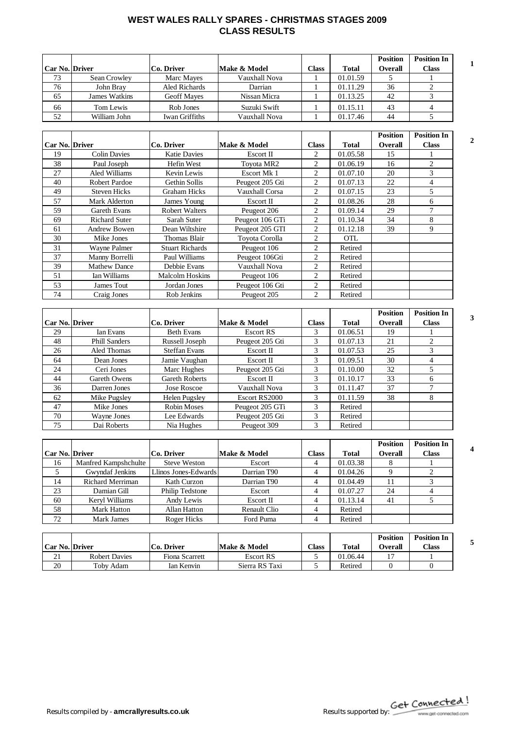# WEST WALES RALLY SPARES - CHRISTMAS STAGES 2009
## CLASS RESULTS

**1**

| Car No. | Driver | Co. Driver | Make & Model | Class | Total | Position Overall | Position In Class |
|---|---|---|---|---|---|---|---|
| 73 | Sean Crowley | Marc Mayes | Vauxhall Nova | 1 | 01.01.59 | 5 | 1 |
| 76 | John Bray | Aled Richards | Darrian | 1 | 01.11.29 | 36 | 2 |
| 65 | James Watkins | Geoff Mayes | Nissan Micra | 1 | 01.13.25 | 42 | 3 |
| 66 | Tom Lewis | Rob Jones | Suzuki Swift | 1 | 01.15.11 | 43 | 4 |
| 52 | William John | Iwan Griffiths | Vauxhall Nova | 1 | 01.17.46 | 44 | 5 |

**2**

| Car No. | Driver | Co. Driver | Make & Model | Class | Total | Position Overall | Position In Class |
|---|---|---|---|---|---|---|---|
| 19 | Colin Davies | Katie Davies | Escort II | 2 | 01.05.58 | 15 | 1 |
| 38 | Paul Joseph | Hefin West | Toyota MR2 | 2 | 01.06.19 | 16 | 2 |
| 27 | Aled Williams | Kevin Lewis | Escort Mk 1 | 2 | 01.07.10 | 20 | 3 |
| 40 | Robert Pardoe | Gethin Sollis | Peugeot 205 Gti | 2 | 01.07.13 | 22 | 4 |
| 49 | Steven Hicks | Graham Hicks | Vauxhall Corsa | 2 | 01.07.15 | 23 | 5 |
| 57 | Mark Alderton | James Young | Escort II | 2 | 01.08.26 | 28 | 6 |
| 59 | Gareth Evans | Robert Walters | Peugeot 206 | 2 | 01.09.14 | 29 | 7 |
| 69 | Richard Suter | Sarah Suter | Peugeot 106 GTi | 2 | 01.10.34 | 34 | 8 |
| 61 | Andrew Bowen | Dean Wiltshire | Peugeot 205 GTI | 2 | 01.12.18 | 39 | 9 |
| 30 | Mike Jones | Thomas Blair | Toyota Corolla | 2 | OTL | | |
| 31 | Wayne Palmer | Stuart Richards | Peugeot 106 | 2 | Retired | | |
| 37 | Manny Borrelli | Paul Williams | Peugeot 106Gti | 2 | Retired | | |
| 39 | Mathew Dance | Debbie Evans | Vauxhall Nova | 2 | Retired | | |
| 51 | Ian Williams | Malcolm Hoskins | Peugeot 106 | 2 | Retired | | |
| 53 | James Tout | Jordan Jones | Peugeot 106 Gti | 2 | Retired | | |
| 74 | Craig Jones | Rob Jenkins | Peugeot 205 | 2 | Retired | | |

**3**

| Car No. | Driver | Co. Driver | Make & Model | Class | Total | Position Overall | Position In Class |
|---|---|---|---|---|---|---|---|
| 29 | Ian Evans | Beth Evans | Escort RS | 3 | 01.06.51 | 19 | 1 |
| 48 | Phill Sanders | Russell Joseph | Peugeot 205 Gti | 3 | 01.07.13 | 21 | 2 |
| 26 | Aled Thomas | Steffan Evans | Escort II | 3 | 01.07.53 | 25 | 3 |
| 64 | Dean Jones | Jamie Vaughan | Escort II | 3 | 01.09.51 | 30 | 4 |
| 24 | Ceri Jones | Marc Hughes | Peugeot 205 Gti | 3 | 01.10.00 | 32 | 5 |
| 44 | Gareth Owens | Gareth Roberts | Escort II | 3 | 01.10.17 | 33 | 6 |
| 36 | Darren Jones | Jose Roscoe | Vauxhall Nova | 3 | 01.11.47 | 37 | 7 |
| 62 | Mike Pugsley | Helen Pugsley | Escort RS2000 | 3 | 01.11.59 | 38 | 8 |
| 47 | Mike Jones | Robin Moses | Peugeot 205 GTi | 3 | Retired | | |
| 70 | Wayne Jones | Lee Edwards | Peugeot 205 Gti | 3 | Retired | | |
| 75 | Dai Roberts | Nia Hughes | Peugeot 309 | 3 | Retired | | |

**4**

| Car No. | Driver | Co. Driver | Make & Model | Class | Total | Position Overall | Position In Class |
|---|---|---|---|---|---|---|---|
| 16 | Manfred Kampshchulte | Steve Weston | Escort | 4 | 01.03.38 | 8 | 1 |
| 5 | Gwyndaf Jenkins | Llinos Jones-Edwards | Darrian T90 | 4 | 01.04.26 | 9 | 2 |
| 14 | Richard Merriman | Kath Curzon | Darrian T90 | 4 | 01.04.49 | 11 | 3 |
| 23 | Damian Gill | Philip Tedstone | Escort | 4 | 01.07.27 | 24 | 4 |
| 60 | Keryl Williams | Andy Lewis | Escort II | 4 | 01.13.14 | 41 | 5 |
| 58 | Mark Hatton | Allan Hatton | Renault Clio | 4 | Retired | | |
| 72 | Mark James | Roger Hicks | Ford Puma | 4 | Retired | | |

**5**

| Car No. | Driver | Co. Driver | Make & Model | Class | Total | Position Overall | Position In Class |
|---|---|---|---|---|---|---|---|
| 21 | Robert Davies | Fiona Scarrett | Escort RS | 5 | 01.06.44 | 17 | 1 |
| 20 | Toby Adam | Ian Kenvin | Sierra RS Taxi | 5 | Retired | 0 | 0 |

Results compiled by - **amcrallyresults.co.uk**

Results supported by: Get Connected! www.get-connected.com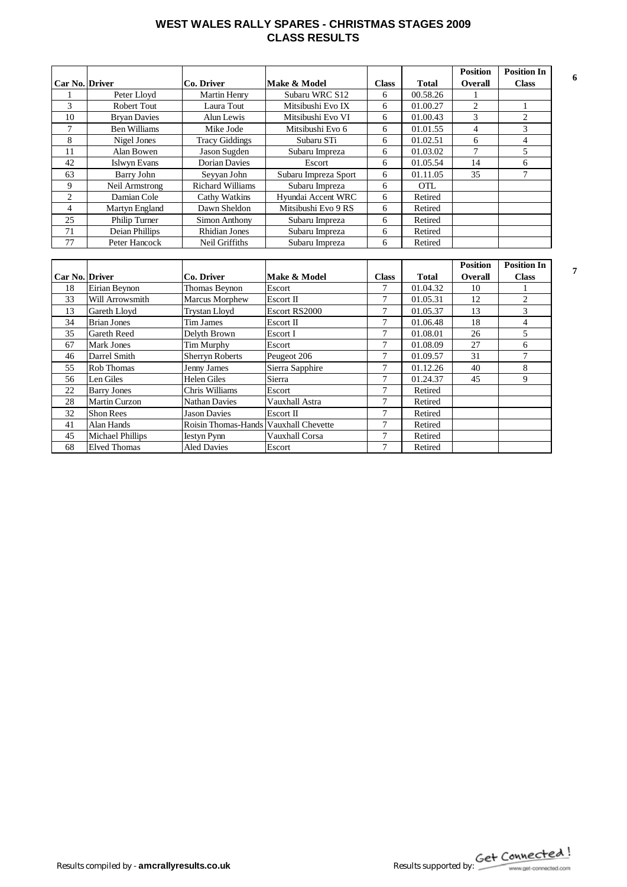# WEST WALES RALLY SPARES - CHRISTMAS STAGES 2009
## CLASS RESULTS

**6**

| Car No. | Driver | Co. Driver | Make & Model | Class | Total | Position Overall | Position In Class |
|---|---|---|---|---|---|---|---|
| 1 | Peter Lloyd | Martin Henry | Subaru WRC S12 | 6 | 00.58.26 | 1 | |
| 3 | Robert Tout | Laura Tout | Mitsibushi Evo IX | 6 | 01.00.27 | 2 | 1 |
| 10 | Bryan Davies | Alun Lewis | Mitsibushi Evo VI | 6 | 01.00.43 | 3 | 2 |
| 7 | Ben Williams | Mike Jode | Mitsibushi Evo 6 | 6 | 01.01.55 | 4 | 3 |
| 8 | Nigel Jones | Tracy Giddings | Subaru STi | 6 | 01.02.51 | 6 | 4 |
| 11 | Alan Bowen | Jason Sugden | Subaru Impreza | 6 | 01.03.02 | 7 | 5 |
| 42 | Islwyn Evans | Dorian Davies | Escort | 6 | 01.05.54 | 14 | 6 |
| 63 | Barry John | Seyyan John | Subaru Impreza Sport | 6 | 01.11.05 | 35 | 7 |
| 9 | Neil Armstrong | Richard Williams | Subaru Impreza | 6 | OTL | | |
| 2 | Damian Cole | Cathy Watkins | Hyundai Accent WRC | 6 | Retired | | |
| 4 | Martyn England | Dawn Sheldon | Mitsibushi Evo 9 RS | 6 | Retired | | |
| 25 | Philip Turner | Simon Anthony | Subaru Impreza | 6 | Retired | | |
| 71 | Deian Phillips | Rhidian Jones | Subaru Impreza | 6 | Retired | | |
| 77 | Peter Hancock | Neil Griffiths | Subaru Impreza | 6 | Retired | | |

**7**

| Car No. | Driver | Co. Driver | Make & Model | Class | Total | Position Overall | Position In Class |
|---|---|---|---|---|---|---|---|
| 18 | Eirian Beynon | Thomas Beynon | Escort | 7 | 01.04.32 | 10 | 1 |
| 33 | Will Arrowsmith | Marcus Morphew | Escort II | 7 | 01.05.31 | 12 | 2 |
| 13 | Gareth Lloyd | Trystan Lloyd | Escort RS2000 | 7 | 01.05.37 | 13 | 3 |
| 34 | Brian Jones | Tim James | Escort II | 7 | 01.06.48 | 18 | 4 |
| 35 | Gareth Reed | Delyth Brown | Escort I | 7 | 01.08.01 | 26 | 5 |
| 67 | Mark Jones | Tim Murphy | Escort | 7 | 01.08.09 | 27 | 6 |
| 46 | Darrel Smith | Sherryn Roberts | Peugeot 206 | 7 | 01.09.57 | 31 | 7 |
| 55 | Rob Thomas | Jenny James | Sierra Sapphire | 7 | 01.12.26 | 40 | 8 |
| 56 | Len Giles | Helen Giles | Sierra | 7 | 01.24.37 | 45 | 9 |
| 22 | Barry Jones | Chris Williams | Escort | 7 | Retired | | |
| 28 | Martin Curzon | Nathan Davies | Vauxhall Astra | 7 | Retired | | |
| 32 | Shon Rees | Jason Davies | Escort II | 7 | Retired | | |
| 41 | Alan Hands | Roisin Thomas-Hands | Vauxhall Chevette | 7 | Retired | | |
| 45 | Michael Phillips | Iestyn Pynn | Vauxhall Corsa | 7 | Retired | | |
| 68 | Elved Thomas | Aled Davies | Escort | 7 | Retired | | |

Results compiled by - **amcrallyresults.co.uk**

Results supported by: Get Connected! www.get-connected.com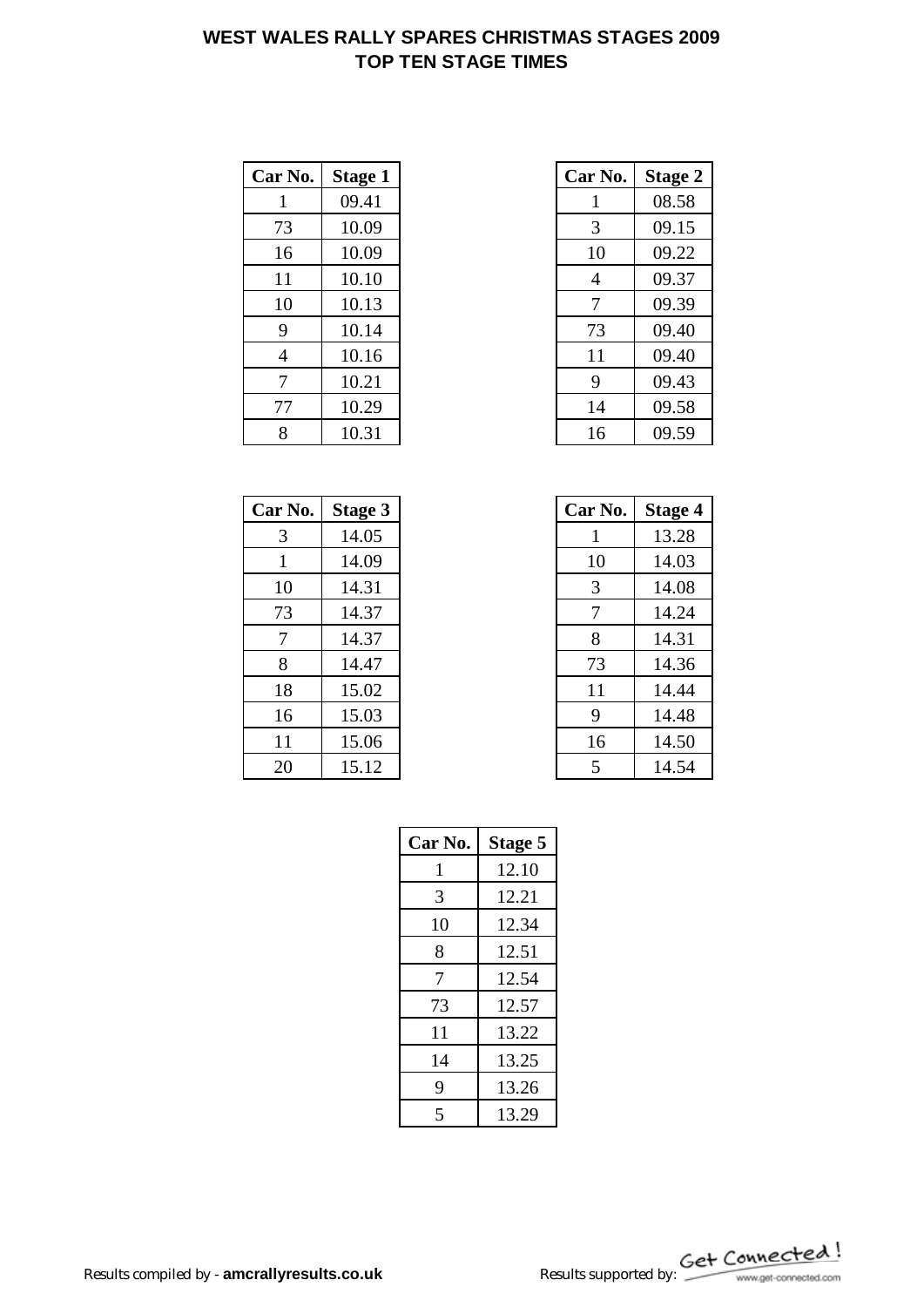# WEST WALES RALLY SPARES CHRISTMAS STAGES 2009
## TOP TEN STAGE TIMES

| Car No. | Stage 1 |
|---|---|
| 1 | 09.41 |
| 73 | 10.09 |
| 16 | 10.09 |
| 11 | 10.10 |
| 10 | 10.13 |
| 9 | 10.14 |
| 4 | 10.16 |
| 7 | 10.21 |
| 77 | 10.29 |
| 8 | 10.31 |

| Car No. | Stage 2 |
|---|---|
| 1 | 08.58 |
| 3 | 09.15 |
| 10 | 09.22 |
| 4 | 09.37 |
| 7 | 09.39 |
| 73 | 09.40 |
| 11 | 09.40 |
| 9 | 09.43 |
| 14 | 09.58 |
| 16 | 09.59 |

| Car No. | Stage 3 |
|---|---|
| 3 | 14.05 |
| 1 | 14.09 |
| 10 | 14.31 |
| 73 | 14.37 |
| 7 | 14.37 |
| 8 | 14.47 |
| 18 | 15.02 |
| 16 | 15.03 |
| 11 | 15.06 |
| 20 | 15.12 |

| Car No. | Stage 4 |
|---|---|
| 1 | 13.28 |
| 10 | 14.03 |
| 3 | 14.08 |
| 7 | 14.24 |
| 8 | 14.31 |
| 73 | 14.36 |
| 11 | 14.44 |
| 9 | 14.48 |
| 16 | 14.50 |
| 5 | 14.54 |

| Car No. | Stage 5 |
|---|---|
| 1 | 12.10 |
| 3 | 12.21 |
| 10 | 12.34 |
| 8 | 12.51 |
| 7 | 12.54 |
| 73 | 12.57 |
| 11 | 13.22 |
| 14 | 13.25 |
| 9 | 13.26 |
| 5 | 13.29 |

Results compiled by - **amcrallyresults.co.uk**

Results supported by: Get Connected! www.get-connected.com